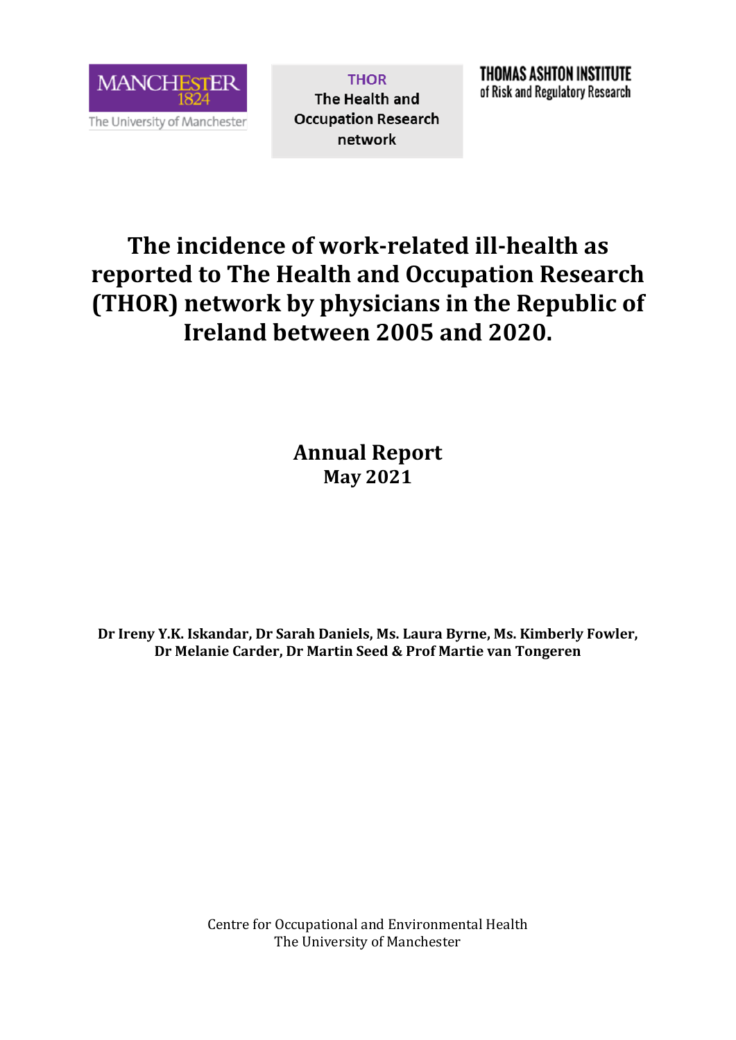MANCHESTER 1824
The University of Manchester

THOR
The Health and Occupation Research network

THOMAS ASHTON INSTITUTE
of Risk and Regulatory Research

# The incidence of work-related ill-health as reported to The Health and Occupation Research (THOR) network by physicians in the Republic of Ireland between 2005 and 2020.

## Annual Report
### May 2021

**Dr Ireny Y.K. Iskandar, Dr Sarah Daniels, Ms. Laura Byrne, Ms. Kimberly Fowler, Dr Melanie Carder, Dr Martin Seed & Prof Martie van Tongeren**

Centre for Occupational and Environmental Health
The University of Manchester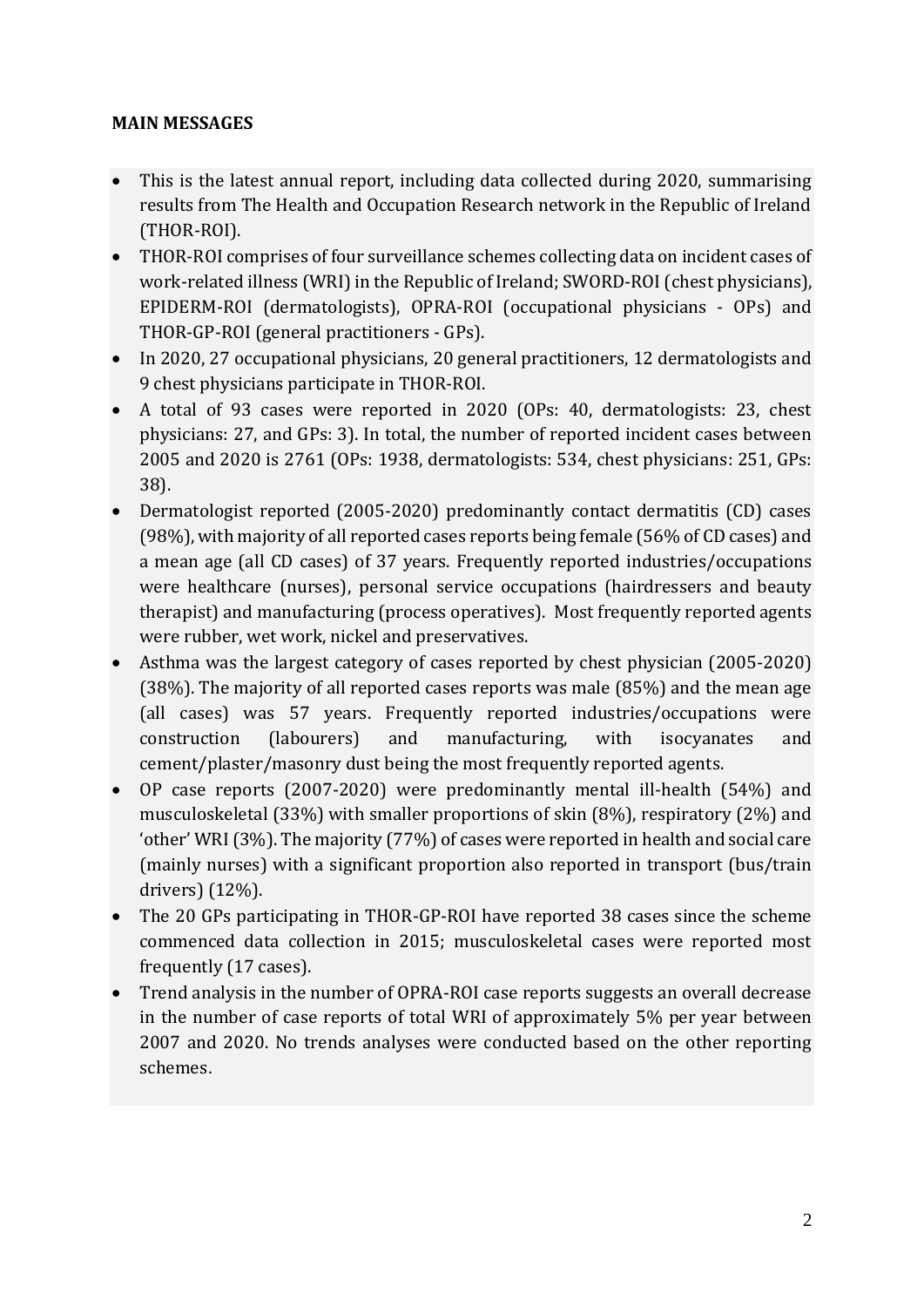**MAIN MESSAGES**

- This is the latest annual report, including data collected during 2020, summarising results from The Health and Occupation Research network in the Republic of Ireland (THOR-ROI).
- THOR-ROI comprises of four surveillance schemes collecting data on incident cases of work-related illness (WRI) in the Republic of Ireland; SWORD-ROI (chest physicians), EPIDERM-ROI (dermatologists), OPRA-ROI (occupational physicians - OPs) and THOR-GP-ROI (general practitioners - GPs).
- In 2020, 27 occupational physicians, 20 general practitioners, 12 dermatologists and 9 chest physicians participate in THOR-ROI.
- A total of 93 cases were reported in 2020 (OPs: 40, dermatologists: 23, chest physicians: 27, and GPs: 3). In total, the number of reported incident cases between 2005 and 2020 is 2761 (OPs: 1938, dermatologists: 534, chest physicians: 251, GPs: 38).
- Dermatologist reported (2005-2020) predominantly contact dermatitis (CD) cases (98%), with majority of all reported cases reports being female (56% of CD cases) and a mean age (all CD cases) of 37 years. Frequently reported industries/occupations were healthcare (nurses), personal service occupations (hairdressers and beauty therapist) and manufacturing (process operatives). Most frequently reported agents were rubber, wet work, nickel and preservatives.
- Asthma was the largest category of cases reported by chest physician (2005-2020) (38%). The majority of all reported cases reports was male (85%) and the mean age (all cases) was 57 years. Frequently reported industries/occupations were construction (labourers) and manufacturing, with isocyanates and cement/plaster/masonry dust being the most frequently reported agents.
- OP case reports (2007-2020) were predominantly mental ill-health (54%) and musculoskeletal (33%) with smaller proportions of skin (8%), respiratory (2%) and 'other' WRI (3%). The majority (77%) of cases were reported in health and social care (mainly nurses) with a significant proportion also reported in transport (bus/train drivers) (12%).
- The 20 GPs participating in THOR-GP-ROI have reported 38 cases since the scheme commenced data collection in 2015; musculoskeletal cases were reported most frequently (17 cases).
- Trend analysis in the number of OPRA-ROI case reports suggests an overall decrease in the number of case reports of total WRI of approximately 5% per year between 2007 and 2020. No trends analyses were conducted based on the other reporting schemes.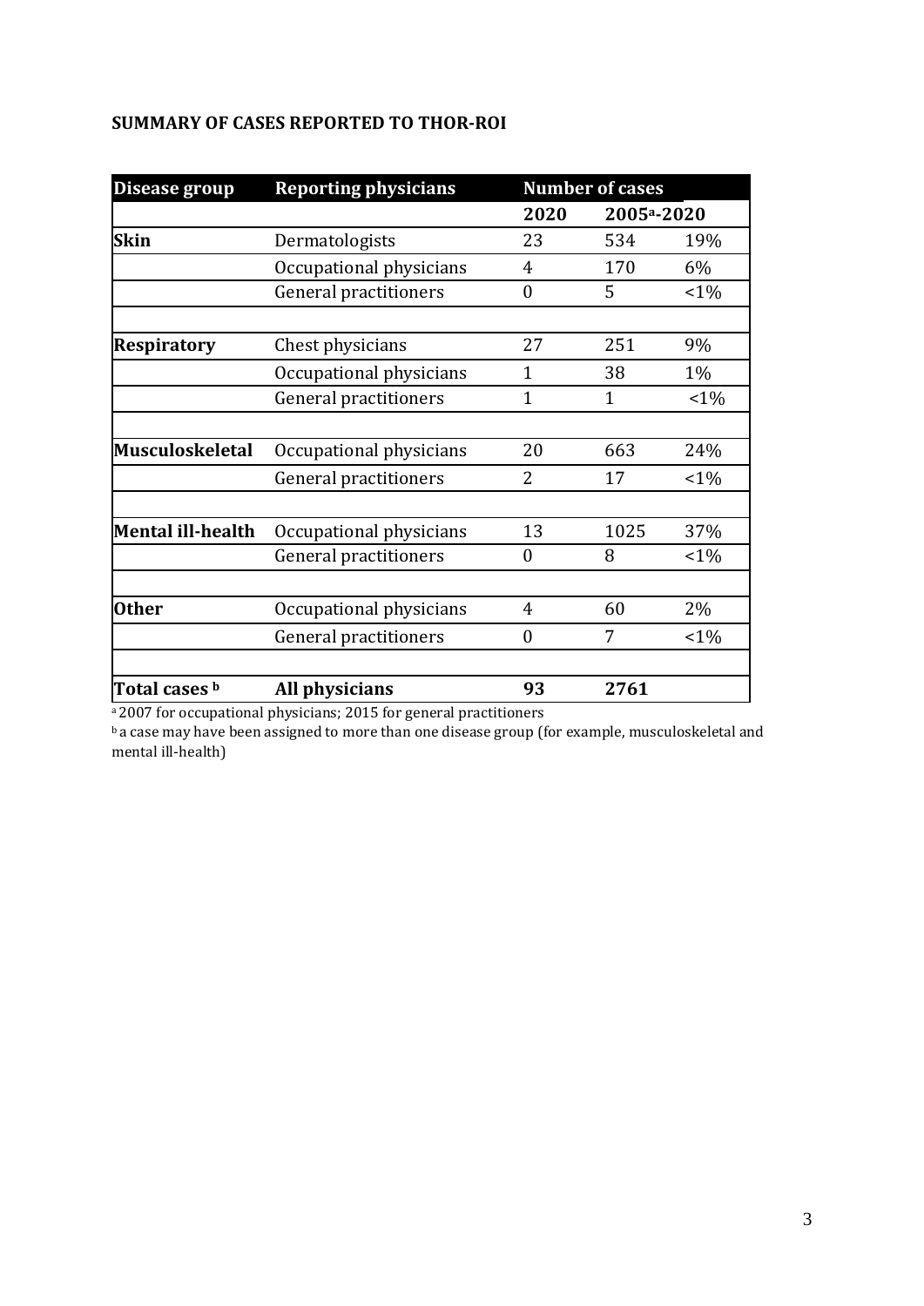**SUMMARY OF CASES REPORTED TO THOR-ROI**

| Disease group | Reporting physicians | Number of cases | | |
|---|---|---|---|---|
| | | 2020 | 2005[a]-2020 | |
| **Skin** | Dermatologists | 23 | 534 | 19% |
| | Occupational physicians | 4 | 170 | 6% |
| | General practitioners | 0 | 5 | <1% |
| | | | | |
| **Respiratory** | Chest physicians | 27 | 251 | 9% |
| | Occupational physicians | 1 | 38 | 1% |
| | General practitioners | 1 | 1 | <1% |
| | | | | |
| **Musculoskeletal** | Occupational physicians | 20 | 663 | 24% |
| | General practitioners | 2 | 17 | <1% |
| | | | | |
| **Mental ill-health** | Occupational physicians | 13 | 1025 | 37% |
| | General practitioners | 0 | 8 | <1% |
| | | | | |
| **Other** | Occupational physicians | 4 | 60 | 2% |
| | General practitioners | 0 | 7 | <1% |
| | | | | |
| **Total cases [b]** | **All physicians** | **93** | **2761** | |

[a] 2007 for occupational physicians; 2015 for general practitioners

[b] a case may have been assigned to more than one disease group (for example, musculoskeletal and mental ill-health)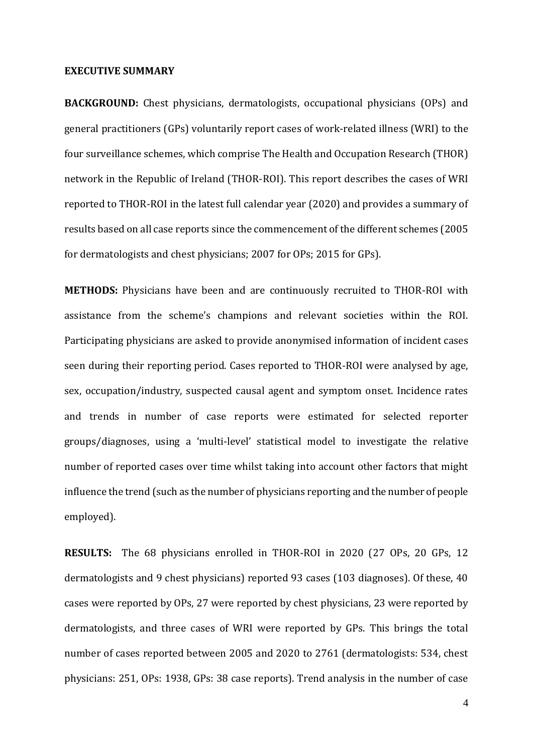**EXECUTIVE SUMMARY**

**BACKGROUND:** Chest physicians, dermatologists, occupational physicians (OPs) and general practitioners (GPs) voluntarily report cases of work-related illness (WRI) to the four surveillance schemes, which comprise The Health and Occupation Research (THOR) network in the Republic of Ireland (THOR-ROI). This report describes the cases of WRI reported to THOR-ROI in the latest full calendar year (2020) and provides a summary of results based on all case reports since the commencement of the different schemes (2005 for dermatologists and chest physicians; 2007 for OPs; 2015 for GPs).

**METHODS:** Physicians have been and are continuously recruited to THOR-ROI with assistance from the scheme's champions and relevant societies within the ROI. Participating physicians are asked to provide anonymised information of incident cases seen during their reporting period. Cases reported to THOR-ROI were analysed by age, sex, occupation/industry, suspected causal agent and symptom onset. Incidence rates and trends in number of case reports were estimated for selected reporter groups/diagnoses, using a 'multi-level' statistical model to investigate the relative number of reported cases over time whilst taking into account other factors that might influence the trend (such as the number of physicians reporting and the number of people employed).

**RESULTS:** The 68 physicians enrolled in THOR-ROI in 2020 (27 OPs, 20 GPs, 12 dermatologists and 9 chest physicians) reported 93 cases (103 diagnoses). Of these, 40 cases were reported by OPs, 27 were reported by chest physicians, 23 were reported by dermatologists, and three cases of WRI were reported by GPs. This brings the total number of cases reported between 2005 and 2020 to 2761 (dermatologists: 534, chest physicians: 251, OPs: 1938, GPs: 38 case reports). Trend analysis in the number of case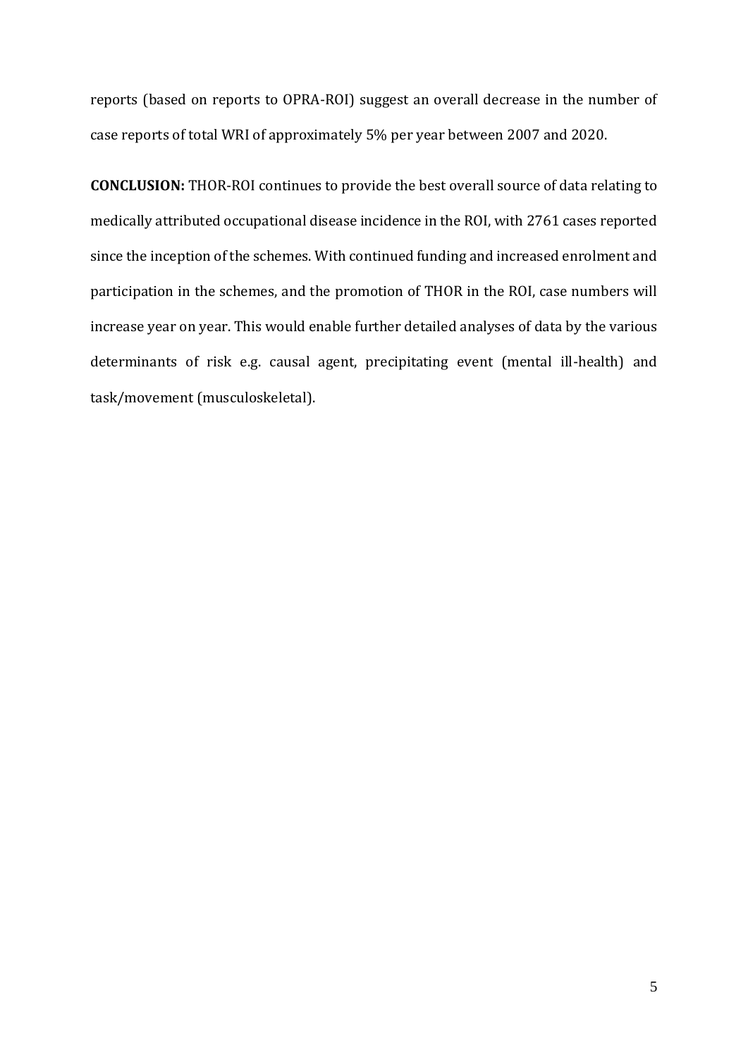reports (based on reports to OPRA-ROI) suggest an overall decrease in the number of case reports of total WRI of approximately 5% per year between 2007 and 2020.

**CONCLUSION:** THOR-ROI continues to provide the best overall source of data relating to medically attributed occupational disease incidence in the ROI, with 2761 cases reported since the inception of the schemes. With continued funding and increased enrolment and participation in the schemes, and the promotion of THOR in the ROI, case numbers will increase year on year. This would enable further detailed analyses of data by the various determinants of risk e.g. causal agent, precipitating event (mental ill-health) and task/movement (musculoskeletal).